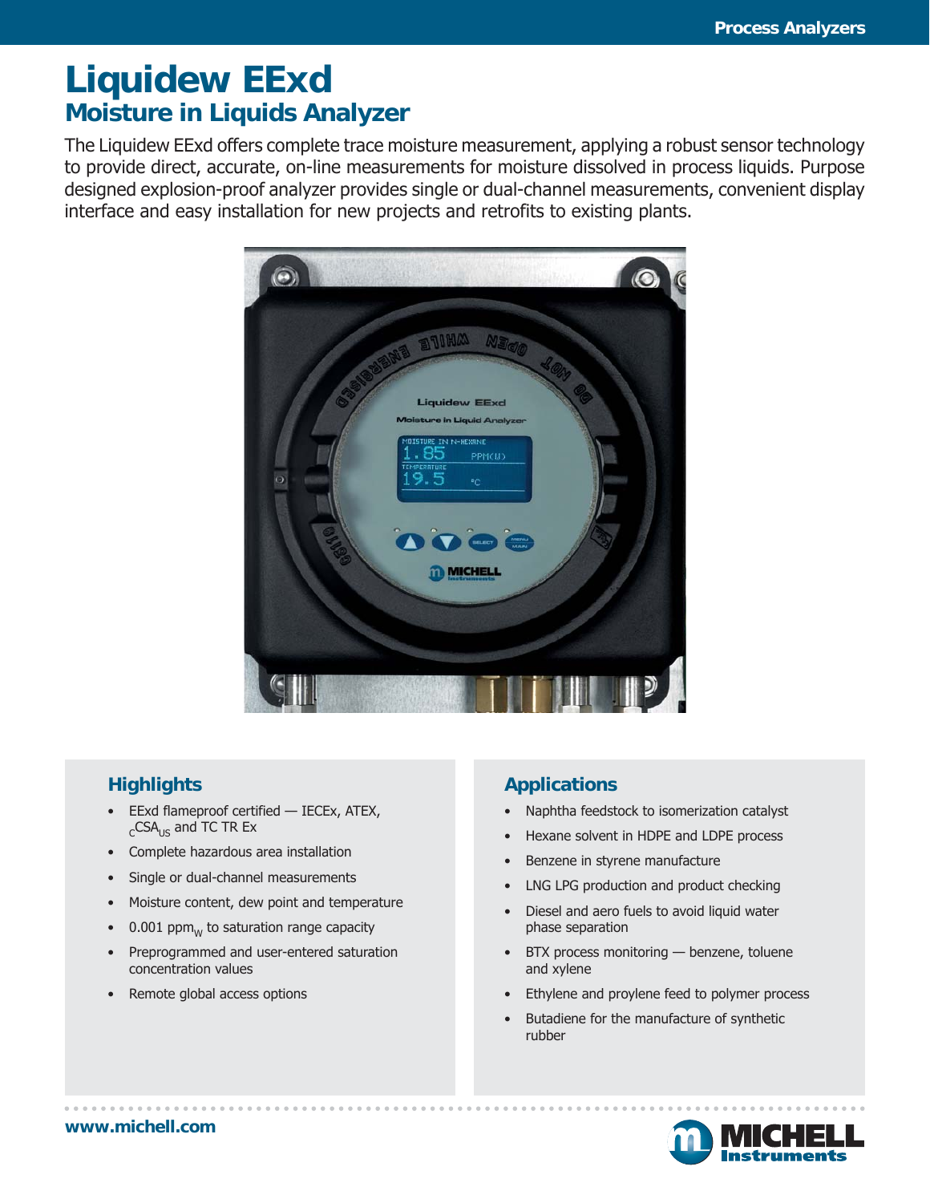# Liquidew EExd

## Moisture in Liquids Analyzer

The Liquidew EExd offers complete trace moisture measurement, applying a robust sensor technology to provide direct, accurate, on-line measurements for moisture dissolved in process liquids. Purpose designed explosion-proof analyzer provides single or dual-channel measurements, convenient display interface and easy installation for new projects and retrofits to existing plants.

### Highlights

- EExd flameproof certified — IECEx, ATEX, $_{C}$CSA$_{US}$ and TC TR Ex
- Complete hazardous area installation
- Single or dual-channel measurements
- Moisture content, dew point and temperature
- 0.001 ppm$_{W}$ to saturation range capacity
- Preprogrammed and user-entered saturation concentration values
- Remote global access options

### Applications

- Naphtha feedstock to isomerization catalyst
- Hexane solvent in HDPE and LDPE process
- Benzene in styrene manufacture
- LNG LPG production and product checking
- Diesel and aero fuels to avoid liquid water phase separation
- BTX process monitoring — benzene, toluene and xylene
- Ethylene and proylene feed to polymer process
- Butadiene for the manufacture of synthetic rubber

www.michell.com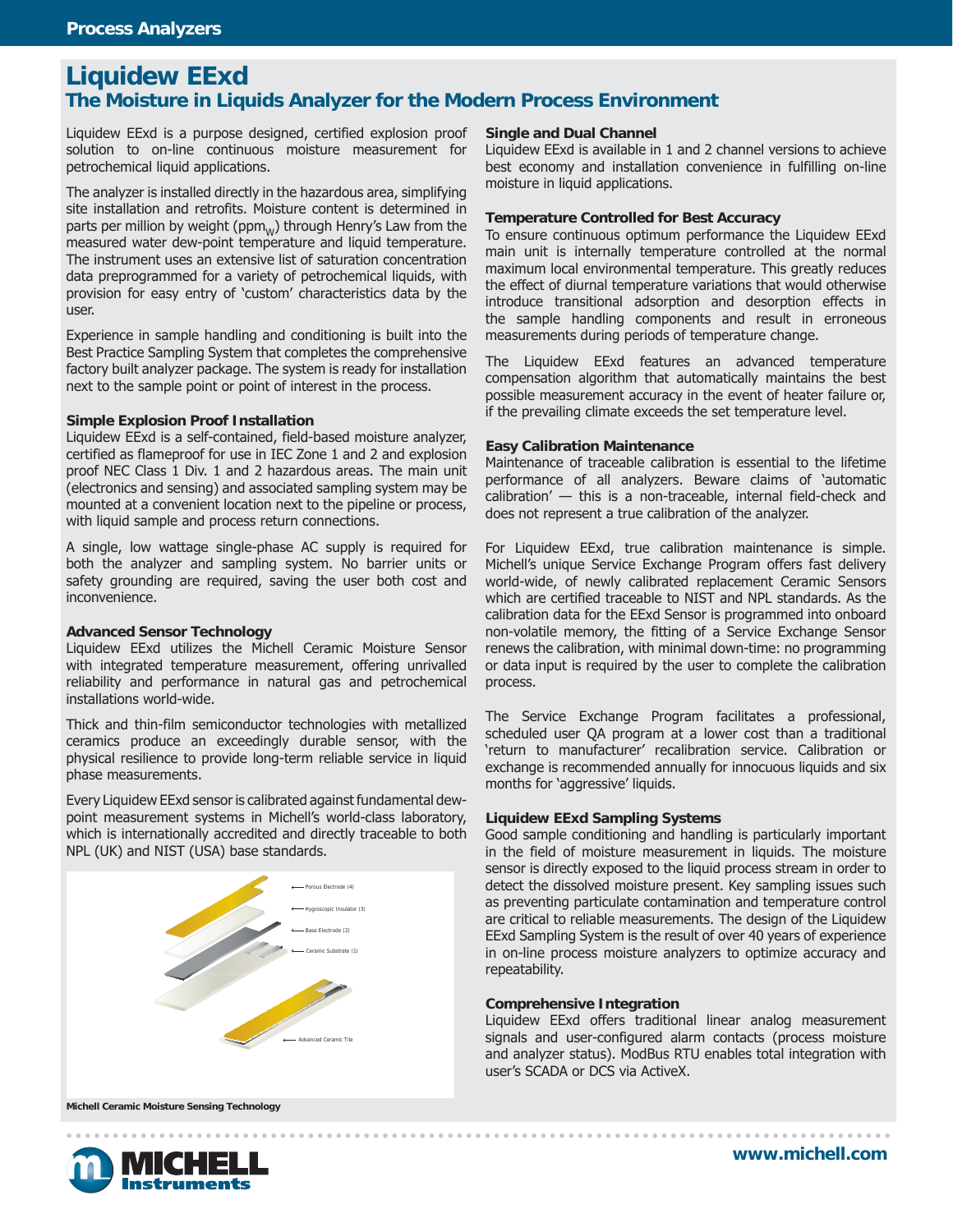# Liquidew EExd

## The Moisture in Liquids Analyzer for the Modern Process Environment

Liquidew EExd is a purpose designed, certified explosion proof solution to on-line continuous moisture measurement for petrochemical liquid applications.

The analyzer is installed directly in the hazardous area, simplifying site installation and retrofits. Moisture content is determined in parts per million by weight ($ppm_W$) through Henry's Law from the measured water dew-point temperature and liquid temperature. The instrument uses an extensive list of saturation concentration data preprogrammed for a variety of petrochemical liquids, with provision for easy entry of 'custom' characteristics data by the user.

Experience in sample handling and conditioning is built into the Best Practice Sampling System that completes the comprehensive factory built analyzer package. The system is ready for installation next to the sample point or point of interest in the process.

### Simple Explosion Proof Installation

Liquidew EExd is a self-contained, field-based moisture analyzer, certified as flameproof for use in IEC Zone 1 and 2 and explosion proof NEC Class 1 Div. 1 and 2 hazardous areas. The main unit (electronics and sensing) and associated sampling system may be mounted at a convenient location next to the pipeline or process, with liquid sample and process return connections.

A single, low wattage single-phase AC supply is required for both the analyzer and sampling system. No barrier units or safety grounding are required, saving the user both cost and inconvenience.

### Advanced Sensor Technology

Liquidew EExd utilizes the Michell Ceramic Moisture Sensor with integrated temperature measurement, offering unrivalled reliability and performance in natural gas and petrochemical installations world-wide.

Thick and thin-film semiconductor technologies with metallized ceramics produce an exceedingly durable sensor, with the physical resilience to provide long-term reliable service in liquid phase measurements.

Every Liquidew EExd sensor is calibrated against fundamental dew-point measurement systems in Michell's world-class laboratory, which is internationally accredited and directly traceable to both NPL (UK) and NIST (USA) base standards.

Porous Electrode (4)
Hygroscopic Insulator (3)
Base Electrode (2)
Ceramic Substrate (1)
Advanced Ceramic Tile

**Michell Ceramic Moisture Sensing Technology**

### Single and Dual Channel

Liquidew EExd is available in 1 and 2 channel versions to achieve best economy and installation convenience in fulfilling on-line moisture in liquid applications.

### Temperature Controlled for Best Accuracy

To ensure continuous optimum performance the Liquidew EExd main unit is internally temperature controlled at the normal maximum local environmental temperature. This greatly reduces the effect of diurnal temperature variations that would otherwise introduce transitional adsorption and desorption effects in the sample handling components and result in erroneous measurements during periods of temperature change.

The Liquidew EExd features an advanced temperature compensation algorithm that automatically maintains the best possible measurement accuracy in the event of heater failure or, if the prevailing climate exceeds the set temperature level.

### Easy Calibration Maintenance

Maintenance of traceable calibration is essential to the lifetime performance of all analyzers. Beware claims of 'automatic calibration' — this is a non-traceable, internal field-check and does not represent a true calibration of the analyzer.

For Liquidew EExd, true calibration maintenance is simple. Michell's unique Service Exchange Program offers fast delivery world-wide, of newly calibrated replacement Ceramic Sensors which are certified traceable to NIST and NPL standards. As the calibration data for the EExd Sensor is programmed into onboard non-volatile memory, the fitting of a Service Exchange Sensor renews the calibration, with minimal down-time: no programming or data input is required by the user to complete the calibration process.

The Service Exchange Program facilitates a professional, scheduled user QA program at a lower cost than a traditional 'return to manufacturer' recalibration service. Calibration or exchange is recommended annually for innocuous liquids and six months for 'aggressive' liquids.

### Liquidew EExd Sampling Systems

Good sample conditioning and handling is particularly important in the field of moisture measurement in liquids. The moisture sensor is directly exposed to the liquid process stream in order to detect the dissolved moisture present. Key sampling issues such as preventing particulate contamination and temperature control are critical to reliable measurements. The design of the Liquidew EExd Sampling System is the result of over 40 years of experience in on-line process moisture analyzers to optimize accuracy and repeatability.

### Comprehensive Integration

Liquidew EExd offers traditional linear analog measurement signals and user-configured alarm contacts (process moisture and analyzer status). ModBus RTU enables total integration with user's SCADA or DCS via ActiveX.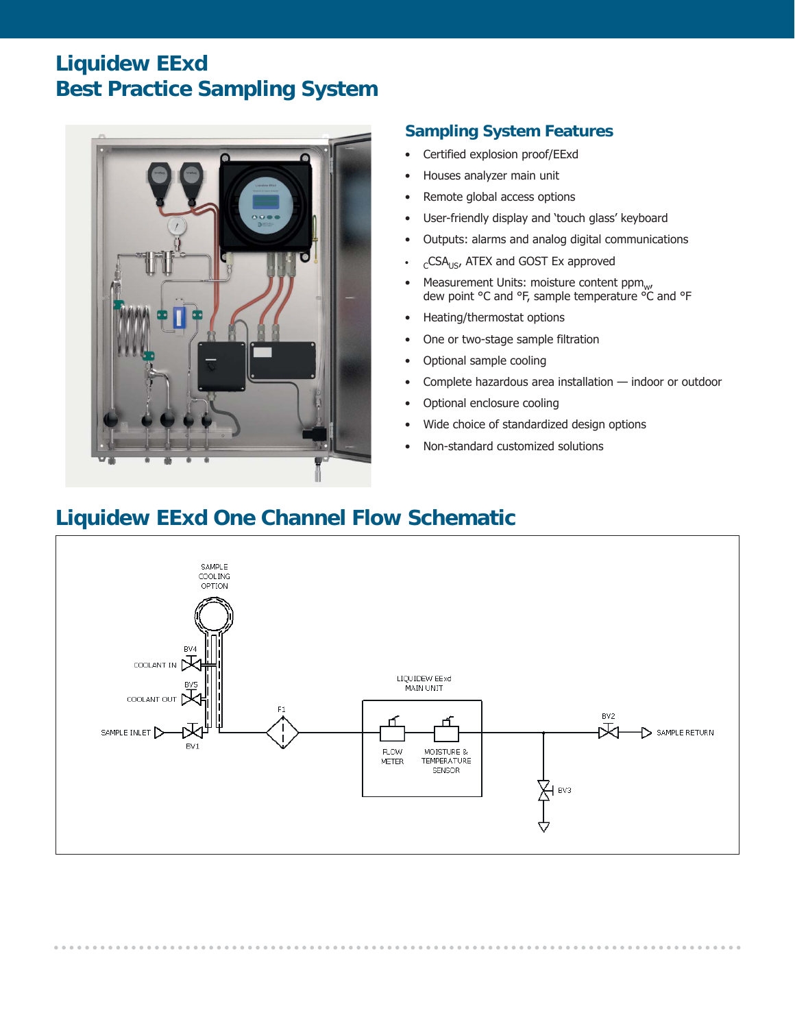# Liquidew EExd
# Best Practice Sampling System

## Sampling System Features

- Certified explosion proof/EExd
- Houses analyzer main unit
- Remote global access options
- User-friendly display and 'touch glass' keyboard
- Outputs: alarms and analog digital communications
- $_{C}$CSA$_{US}$, ATEX and GOST Ex approved
- Measurement Units: moisture content ppm$_{w}$, dew point °C and °F, sample temperature °C and °F
- Heating/thermostat options
- One or two-stage sample filtration
- Optional sample cooling
- Complete hazardous area installation — indoor or outdoor
- Optional enclosure cooling
- Wide choice of standardized design options
- Non-standard customized solutions

## Liquidew EExd One Channel Flow Schematic

SAMPLE COOLING OPTION

BV4 COOLANT IN

BV5 COOLANT OUT

SAMPLE INLET BV1

F1

LIQUIDEW EExd MAIN UNIT

FLOW METER

MOISTURE & TEMPERATURE SENSOR

BV2 SAMPLE RETURN

BV3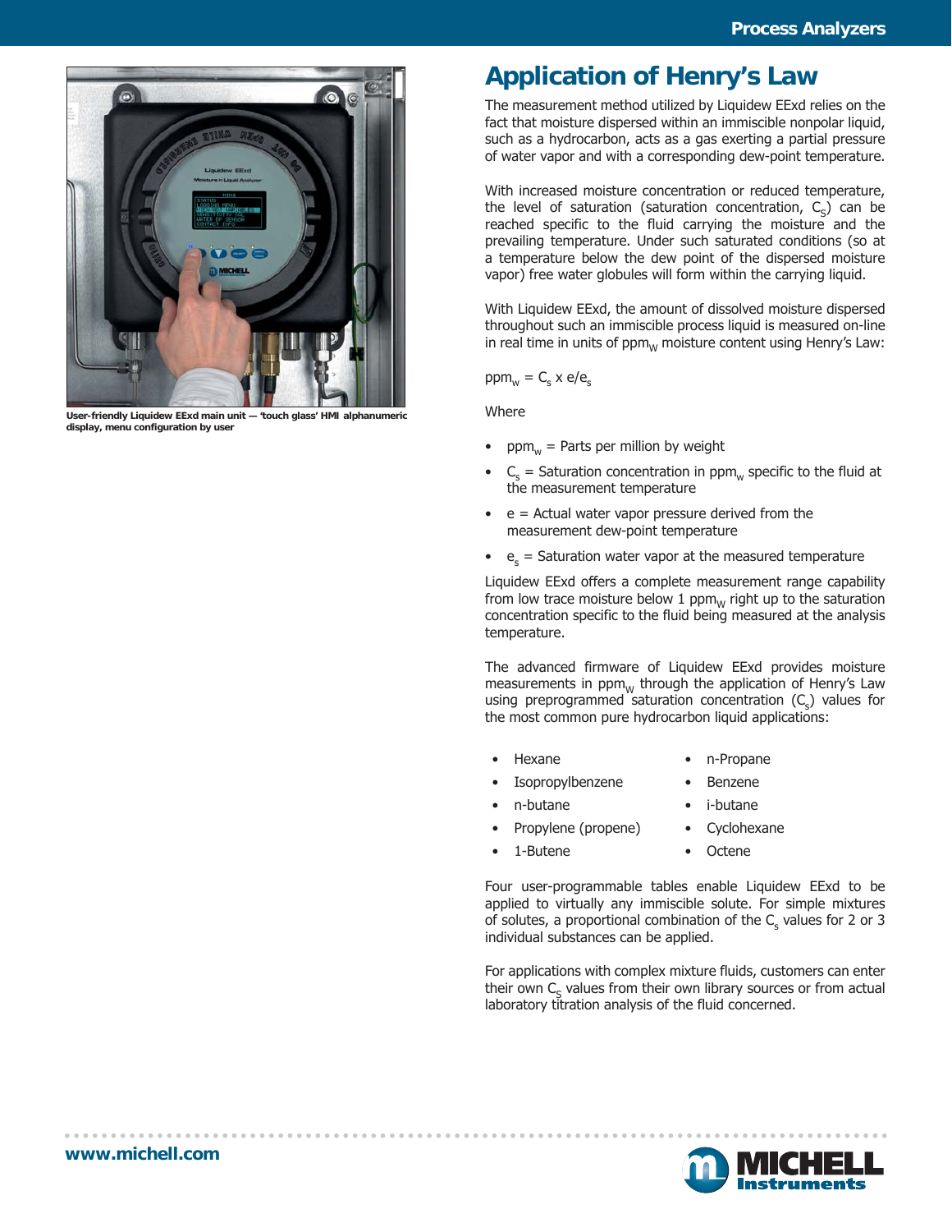User-friendly Liquidew EExd main unit — 'touch glass' HMI alphanumeric display, menu configuration by user

# Application of Henry's Law

The measurement method utilized by Liquidew EExd relies on the fact that moisture dispersed within an immiscible nonpolar liquid, such as a hydrocarbon, acts as a gas exerting a partial pressure of water vapor and with a corresponding dew-point temperature.

With increased moisture concentration or reduced temperature, the level of saturation (saturation concentration, $C_S$) can be reached specific to the fluid carrying the moisture and the prevailing temperature. Under such saturated conditions (so at a temperature below the dew point of the dispersed moisture vapor) free water globules will form within the carrying liquid.

With Liquidew EExd, the amount of dissolved moisture dispersed throughout such an immiscible process liquid is measured on-line in real time in units of $ppm_W$ moisture content using Henry's Law:

$$ppm_w = C_s \times e/e_s$$

Where

- $ppm_w$ = Parts per million by weight
- $C_s$ = Saturation concentration in $ppm_w$ specific to the fluid at the measurement temperature
- e = Actual water vapor pressure derived from the measurement dew-point temperature
- $e_s$ = Saturation water vapor at the measured temperature

Liquidew EExd offers a complete measurement range capability from low trace moisture below 1 $ppm_W$ right up to the saturation concentration specific to the fluid being measured at the analysis temperature.

The advanced firmware of Liquidew EExd provides moisture measurements in $ppm_W$ through the application of Henry's Law using preprogrammed saturation concentration ($C_s$) values for the most common pure hydrocarbon liquid applications:

- Hexane
- Isopropylbenzene
- n-butane
- Propylene (propene)
- 1-Butene
- n-Propane
- Benzene
- i-butane
- Cyclohexane
- Octene

Four user-programmable tables enable Liquidew EExd to be applied to virtually any immiscible solute. For simple mixtures of solutes, a proportional combination of the $C_s$ values for 2 or 3 individual substances can be applied.

For applications with complex mixture fluids, customers can enter their own $C_S$ values from their own library sources or from actual laboratory titration analysis of the fluid concerned.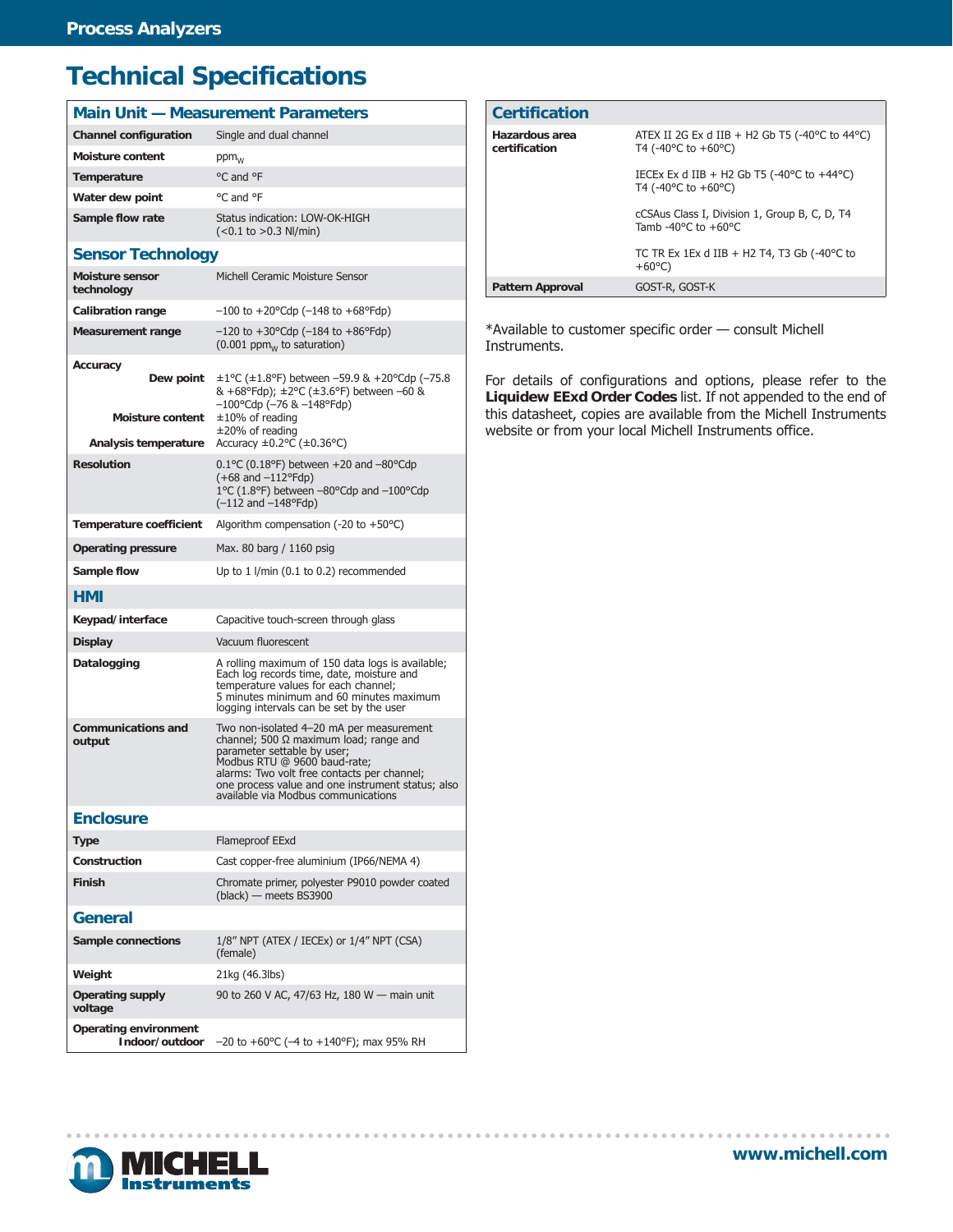# Technical Specifications

## Main Unit — Measurement Parameters

| | |
|---|---|
| **Channel configuration** | Single and dual channel |
| **Moisture content** | $ppm_W$ |
| **Temperature** | °C and °F |
| **Water dew point** | °C and °F |
| **Sample flow rate** | Status indication: LOW-OK-HIGH (<0.1 to >0.3 Nl/min) |

## Sensor Technology

| | |
|---|---|
| **Moisture sensor technology** | Michell Ceramic Moisture Sensor |
| **Calibration range** | –100 to +20°Cdp (–148 to +68°Fdp) |
| **Measurement range** | –120 to +30°Cdp (–184 to +86°Fdp) (0.001 $ppm_W$ to saturation) |
| **Accuracy** | |
| **Dew point** | ±1°C (±1.8°F) between –59.9 & +20°Cdp (–75.8 & +68°Fdp); ±2°C (±3.6°F) between –60 & –100°Cdp (–76 & –148°Fdp) |
| **Moisture content** | ±10% of reading ±20% of reading |
| **Analysis temperature** | Accuracy ±0.2°C (±0.36°C) |
| **Resolution** | 0.1°C (0.18°F) between +20 and –80°Cdp (+68 and –112°Fdp) 1°C (1.8°F) between –80°Cdp and –100°Cdp (–112 and –148°Fdp) |
| **Temperature coefficient** | Algorithm compensation (-20 to +50°C) |
| **Operating pressure** | Max. 80 barg / 1160 psig |
| **Sample flow** | Up to 1 l/min (0.1 to 0.2) recommended |

## HMI

| | |
|---|---|
| **Keypad/interface** | Capacitive touch-screen through glass |
| **Display** | Vacuum fluorescent |
| **Datalogging** | A rolling maximum of 150 data logs is available; Each log records time, date, moisture and temperature values for each channel; 5 minutes minimum and 60 minutes maximum logging intervals can be set by the user |
| **Communications and output** | Two non-isolated 4–20 mA per measurement channel; 500 Ω maximum load; range and parameter settable by user; Modbus RTU @ 9600 baud-rate; alarms: Two volt free contacts per channel; one process value and one instrument status; also available via Modbus communications |

## Enclosure

| | |
|---|---|
| **Type** | Flameproof EExd |
| **Construction** | Cast copper-free aluminium (IP66/NEMA 4) |
| **Finish** | Chromate primer, polyester P9010 powder coated (black) — meets BS3900 |

## General

| | |
|---|---|
| **Sample connections** | 1/8" NPT (ATEX / IECEx) or 1/4" NPT (CSA) (female) |
| **Weight** | 21kg (46.3lbs) |
| **Operating supply voltage** | 90 to 260 V AC, 47/63 Hz, 180 W — main unit |
| **Operating environment Indoor/outdoor** | –20 to +60°C (–4 to +140°F); max 95% RH |

## Certification

| | |
|---|---|
| **Hazardous area certification** | ATEX II 2G Ex d IIB + H2 Gb T5 (-40°C to 44°C) T4 (-40°C to +60°C) |
| | IECEx Ex d IIB + H2 Gb T5 (-40°C to +44°C) T4 (-40°C to +60°C) |
| | cCSAus Class I, Division 1, Group B, C, D, T4 Tamb -40°C to +60°C |
| | TC TR Ex 1Ex d IIB + H2 T4, T3 Gb (-40°C to +60°C) |
| **Pattern Approval** | GOST-R, GOST-K |

*Available to customer specific order — consult Michell Instruments.

For details of configurations and options, please refer to the **Liquidew EExd Order Codes** list. If not appended to the end of this datasheet, copies are available from the Michell Instruments website or from your local Michell Instruments office.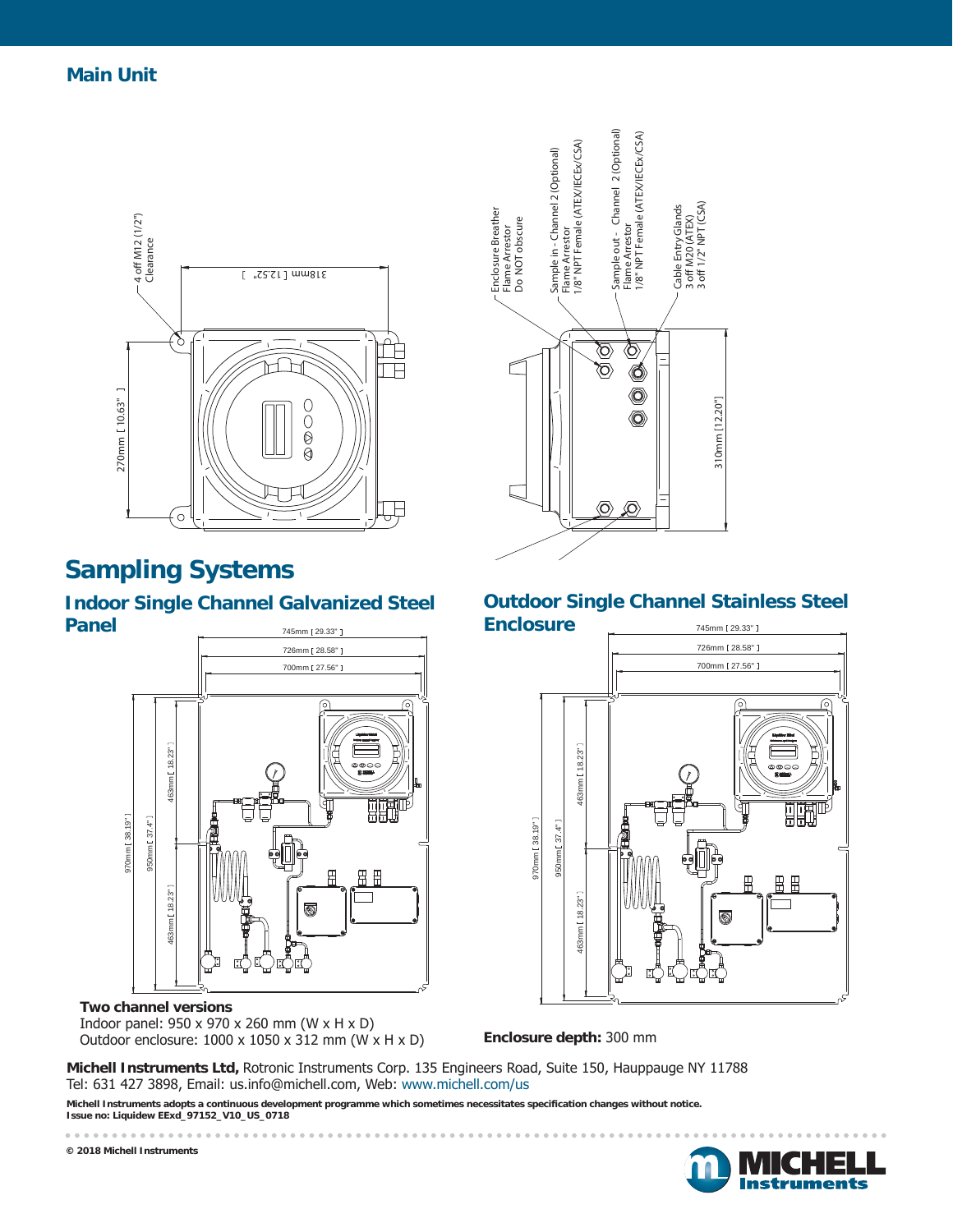## Main Unit

4 off M12 (1/2") Clearance

318mm [ 12.52" ]

270mm [ 10.63" ]

Enclosure Breather Flame Arrestor Do NOT obscure

Sample in - Channel 2 (Optional) Flame Arrestor 1/8" NPT Female (ATEX/IECEx/CSA)

Sample out - Channel 2 (Optional) Flame Arrestor 1/8" NPT Female (ATEX/IECEx/CSA)

Cable Entry Glands 3 off M20 (ATEX) 3 off 1/2" NPT (CSA)

310mm [12.20"]

# Sampling Systems

## Indoor Single Channel Galvanized Steel Panel

745mm [ 29.33" ]

726mm [ 28.58" ]

700mm [ 27.56" ]

970mm [ 38.19" ]

950mm [ 37.4" ]

463mm [ 18.23" ]

463mm [ 18.23" ]

**Two channel versions**

Indoor panel: 950 x 970 x 260 mm (W x H x D)

Outdoor enclosure: 1000 x 1050 x 312 mm (W x H x D)

## Outdoor Single Channel Stainless Steel Enclosure

745mm [ 29.33" ]

726mm [ 28.58" ]

700mm [ 27.56" ]

970mm [ 38.19" ]

950mm [ 37.4" ]

463mm [ 18.23" ]

463mm [ 18.23" ]

**Enclosure depth:** 300 mm

**Michell Instruments Ltd,** Rotronic Instruments Corp. 135 Engineers Road, Suite 150, Hauppauge NY 11788

Tel: 631 427 3898, Email: us.info@michell.com, Web: www.michell.com/us

**Michell Instruments adopts a continuous development programme which sometimes necessitates specification changes without notice.**
**Issue no: Liquidew EExd_97152_V10_US_0718**

**© 2018 Michell Instruments**